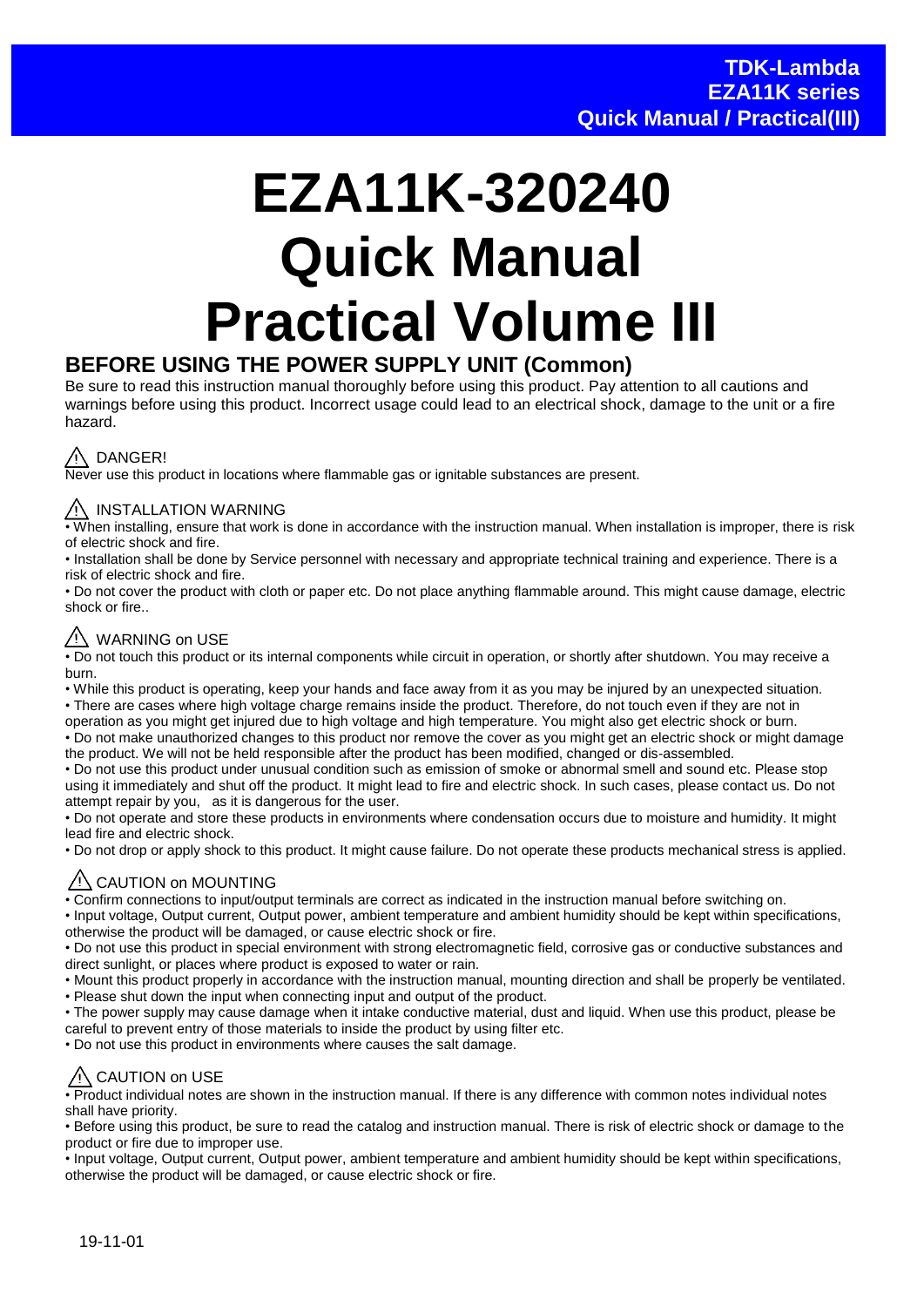# EZA11K-320240 Quick Manual Practical Volume III

## BEFORE USING THE POWER SUPPLY UNIT (Common)

Be sure to read this instruction manual thoroughly before using this product. Pay attention to all cautions and warnings before using this product. Incorrect usage could lead to an electrical shock, damage to the unit or a fire hazard.

### ⚠ DANGER!

Never use this product in locations where flammable gas or ignitable substances are present.

### ⚠ INSTALLATION WARNING

- When installing, ensure that work is done in accordance with the instruction manual. When installation is improper, there is risk of electric shock and fire.
- Installation shall be done by Service personnel with necessary and appropriate technical training and experience. There is a risk of electric shock and fire.
- Do not cover the product with cloth or paper etc. Do not place anything flammable around. This might cause damage, electric shock or fire..

### ⚠ WARNING on USE

- Do not touch this product or its internal components while circuit in operation, or shortly after shutdown. You may receive a burn.
- While this product is operating, keep your hands and face away from it as you may be injured by an unexpected situation.
- There are cases where high voltage charge remains inside the product. Therefore, do not touch even if they are not in operation as you might get injured due to high voltage and high temperature. You might also get electric shock or burn.
- Do not make unauthorized changes to this product nor remove the cover as you might get an electric shock or might damage the product. We will not be held responsible after the product has been modified, changed or dis-assembled.
- Do not use this product under unusual condition such as emission of smoke or abnormal smell and sound etc. Please stop using it immediately and shut off the product. It might lead to fire and electric shock. In such cases, please contact us. Do not attempt repair by you, as it is dangerous for the user.
- Do not operate and store these products in environments where condensation occurs due to moisture and humidity. It might lead fire and electric shock.
- Do not drop or apply shock to this product. It might cause failure. Do not operate these products mechanical stress is applied.

### ⚠ CAUTION on MOUNTING

- Confirm connections to input/output terminals are correct as indicated in the instruction manual before switching on.
- Input voltage, Output current, Output power, ambient temperature and ambient humidity should be kept within specifications, otherwise the product will be damaged, or cause electric shock or fire.
- Do not use this product in special environment with strong electromagnetic field, corrosive gas or conductive substances and direct sunlight, or places where product is exposed to water or rain.
- Mount this product properly in accordance with the instruction manual, mounting direction and shall be properly be ventilated.
- Please shut down the input when connecting input and output of the product.
- The power supply may cause damage when it intake conductive material, dust and liquid. When use this product, please be careful to prevent entry of those materials to inside the product by using filter etc.
- Do not use this product in environments where causes the salt damage.

### ⚠ CAUTION on USE

- Product individual notes are shown in the instruction manual. If there is any difference with common notes individual notes shall have priority.
- Before using this product, be sure to read the catalog and instruction manual. There is risk of electric shock or damage to the product or fire due to improper use.
- Input voltage, Output current, Output power, ambient temperature and ambient humidity should be kept within specifications, otherwise the product will be damaged, or cause electric shock or fire.

19-11-01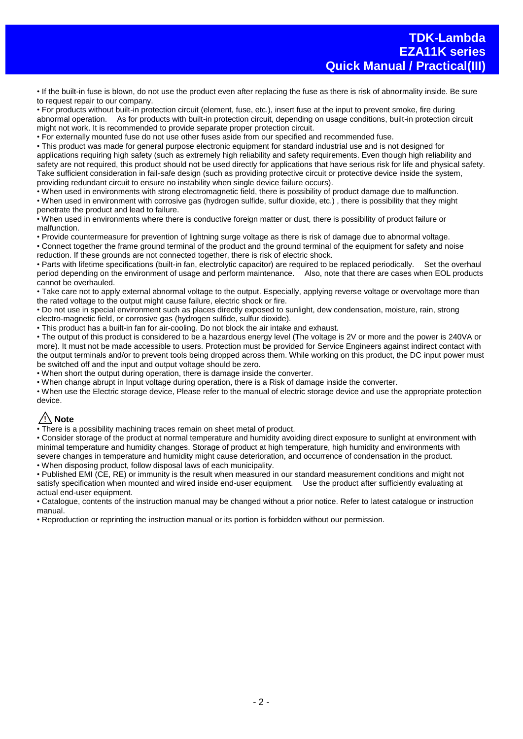- If the built-in fuse is blown, do not use the product even after replacing the fuse as there is risk of abnormality inside. Be sure to request repair to our company.
- For products without built-in protection circuit (element, fuse, etc.), insert fuse at the input to prevent smoke, fire during abnormal operation. As for products with built-in protection circuit, depending on usage conditions, built-in protection circuit might not work. It is recommended to provide separate proper protection circuit.
- For externally mounted fuse do not use other fuses aside from our specified and recommended fuse.
- This product was made for general purpose electronic equipment for standard industrial use and is not designed for applications requiring high safety (such as extremely high reliability and safety requirements. Even though high reliability and safety are not required, this product should not be used directly for applications that have serious risk for life and physical safety. Take sufficient consideration in fail-safe design (such as providing protective circuit or protective device inside the system, providing redundant circuit to ensure no instability when single device failure occurs).
- When used in environments with strong electromagnetic field, there is possibility of product damage due to malfunction.
- When used in environment with corrosive gas (hydrogen sulfide, sulfur dioxide, etc.) , there is possibility that they might penetrate the product and lead to failure.
- When used in environments where there is conductive foreign matter or dust, there is possibility of product failure or malfunction.
- Provide countermeasure for prevention of lightning surge voltage as there is risk of damage due to abnormal voltage.
- Connect together the frame ground terminal of the product and the ground terminal of the equipment for safety and noise reduction. If these grounds are not connected together, there is risk of electric shock.
- Parts with lifetime specifications (built-in fan, electrolytic capacitor) are required to be replaced periodically. Set the overhaul period depending on the environment of usage and perform maintenance. Also, note that there are cases when EOL products cannot be overhauled.
- Take care not to apply external abnormal voltage to the output. Especially, applying reverse voltage or overvoltage more than the rated voltage to the output might cause failure, electric shock or fire.
- Do not use in special environment such as places directly exposed to sunlight, dew condensation, moisture, rain, strong electro-magnetic field, or corrosive gas (hydrogen sulfide, sulfur dioxide).
- This product has a built-in fan for air-cooling. Do not block the air intake and exhaust.
- The output of this product is considered to be a hazardous energy level (The voltage is 2V or more and the power is 240VA or more). It must not be made accessible to users. Protection must be provided for Service Engineers against indirect contact with the output terminals and/or to prevent tools being dropped across them. While working on this product, the DC input power must be switched off and the input and output voltage should be zero.
- When short the output during operation, there is damage inside the converter.
- When change abrupt in Input voltage during operation, there is a Risk of damage inside the converter.
- When use the Electric storage device, Please refer to the manual of electric storage device and use the appropriate protection device.

### ⚠ Note

- There is a possibility machining traces remain on sheet metal of product.
- Consider storage of the product at normal temperature and humidity avoiding direct exposure to sunlight at environment with minimal temperature and humidity changes. Storage of product at high temperature, high humidity and environments with severe changes in temperature and humidity might cause deterioration, and occurrence of condensation in the product.
- When disposing product, follow disposal laws of each municipality.
- Published EMI (CE, RE) or immunity is the result when measured in our standard measurement conditions and might not satisfy specification when mounted and wired inside end-user equipment. Use the product after sufficiently evaluating at actual end-user equipment.
- Catalogue, contents of the instruction manual may be changed without a prior notice. Refer to latest catalogue or instruction manual.
- Reproduction or reprinting the instruction manual or its portion is forbidden without our permission.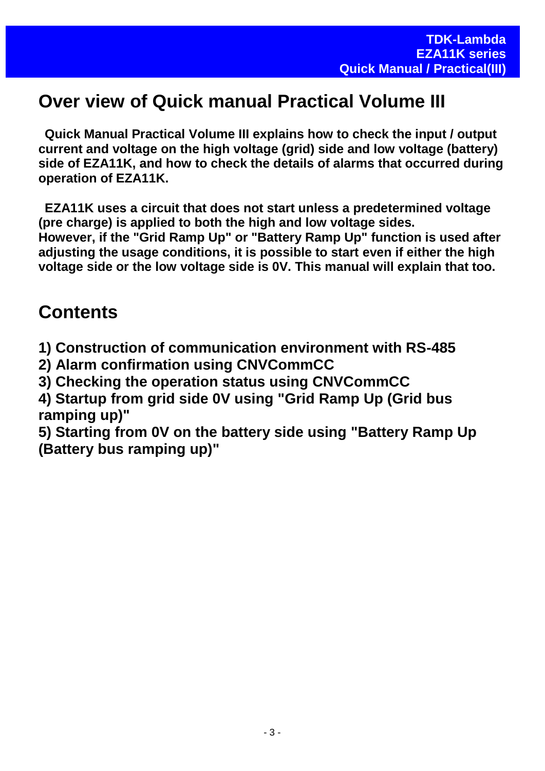# Over view of Quick manual Practical Volume III

**Quick Manual Practical Volume III explains how to check the input / output current and voltage on the high voltage (grid) side and low voltage (battery) side of EZA11K, and how to check the details of alarms that occurred during operation of EZA11K.**

**EZA11K uses a circuit that does not start unless a predetermined voltage (pre charge) is applied to both the high and low voltage sides. However, if the "Grid Ramp Up" or "Battery Ramp Up" function is used after adjusting the usage conditions, it is possible to start even if either the high voltage side or the low voltage side is 0V. This manual will explain that too.**

# Contents

**1) Construction of communication environment with RS-485**
**2) Alarm confirmation using CNVCommCC**
**3) Checking the operation status using CNVCommCC**
**4) Startup from grid side 0V using "Grid Ramp Up (Grid bus ramping up)"**
**5) Starting from 0V on the battery side using "Battery Ramp Up (Battery bus ramping up)"**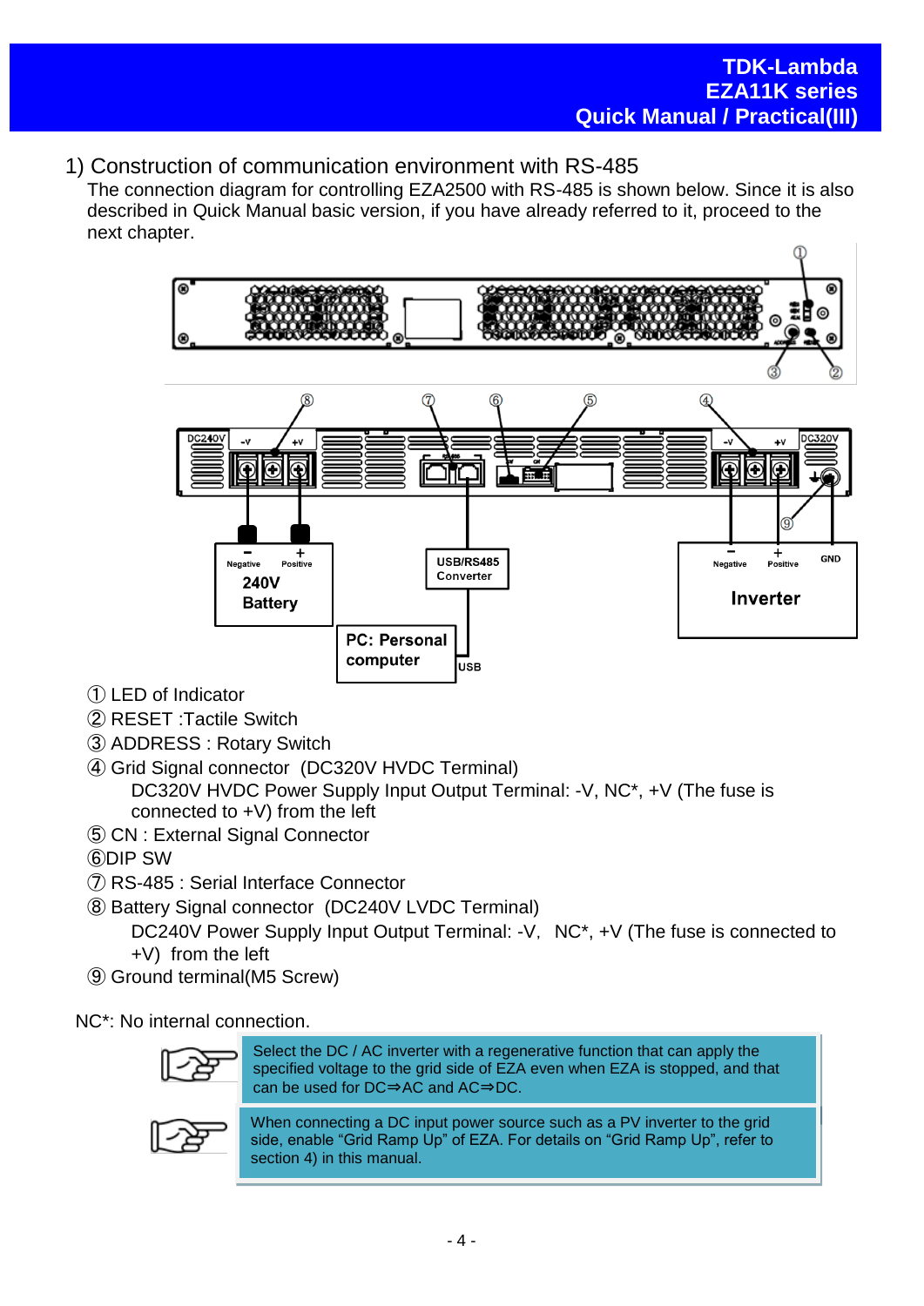## 1) Construction of communication environment with RS-485

The connection diagram for controlling EZA2500 with RS-485 is shown below. Since it is also described in Quick Manual basic version, if you have already referred to it, proceed to the next chapter.

① LED of Indicator
② RESET :Tactile Switch
③ ADDRESS : Rotary Switch
④ Grid Signal connector (DC320V HVDC Terminal)
   DC320V HVDC Power Supply Input Output Terminal: -V, NC*, +V (The fuse is connected to +V) from the left
⑤ CN : External Signal Connector
⑥DIP SW
⑦ RS-485 : Serial Interface Connector
⑧ Battery Signal connector (DC240V LVDC Terminal)
   DC240V Power Supply Input Output Terminal: -V, NC*, +V (The fuse is connected to +V) from the left
⑨ Ground terminal(M5 Screw)

NC*: No internal connection.

> Select the DC / AC inverter with a regenerative function that can apply the specified voltage to the grid side of EZA even when EZA is stopped, and that can be used for DC⇒AC and AC⇒DC.

> When connecting a DC input power source such as a PV inverter to the grid side, enable “Grid Ramp Up” of EZA. For details on “Grid Ramp Up”, refer to section 4) in this manual.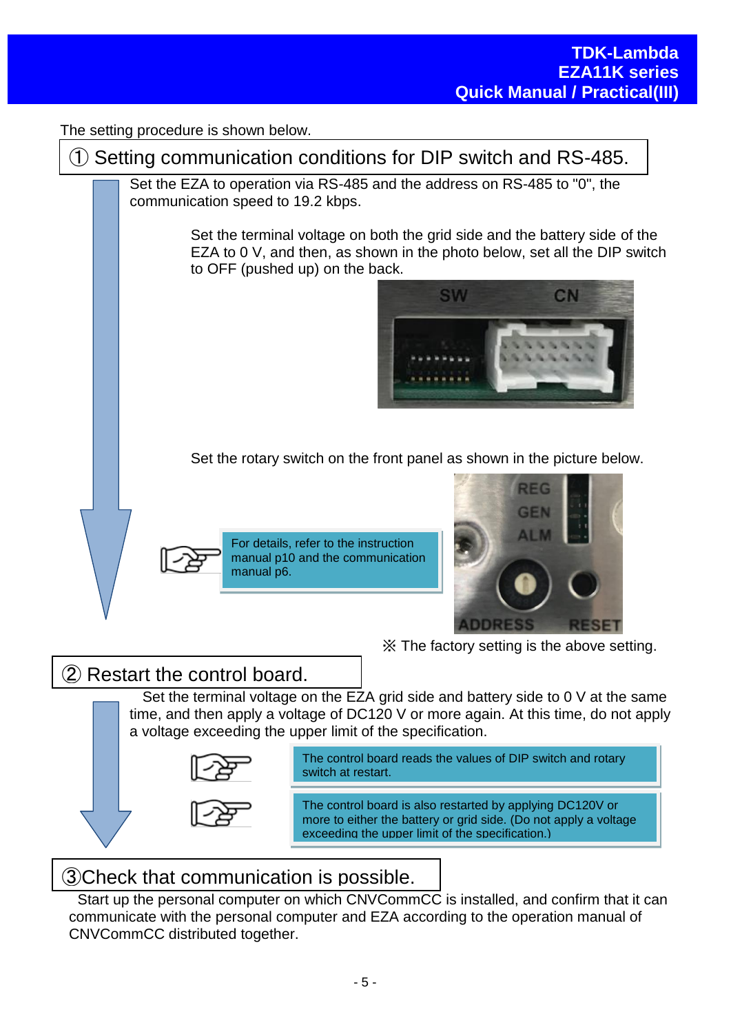The setting procedure is shown below.

## ① Setting communication conditions for DIP switch and RS-485.

Set the EZA to operation via RS-485 and the address on RS-485 to "0", the communication speed to 19.2 kbps.

Set the terminal voltage on both the grid side and the battery side of the EZA to 0 V, and then, as shown in the photo below, set all the DIP switch to OFF (pushed up) on the back.

Set the rotary switch on the front panel as shown in the picture below.

For details, refer to the instruction manual p10 and the communication manual p6.

※ The factory setting is the above setting.

## ② Restart the control board.

Set the terminal voltage on the EZA grid side and battery side to 0 V at the same time, and then apply a voltage of DC120 V or more again. At this time, do not apply a voltage exceeding the upper limit of the specification.

The control board reads the values of DIP switch and rotary switch at restart.

The control board is also restarted by applying DC120V or more to either the battery or grid side. (Do not apply a voltage exceeding the upper limit of the specification.)

## ③Check that communication is possible.

Start up the personal computer on which CNVCommCC is installed, and confirm that it can communicate with the personal computer and EZA according to the operation manual of CNVCommCC distributed together.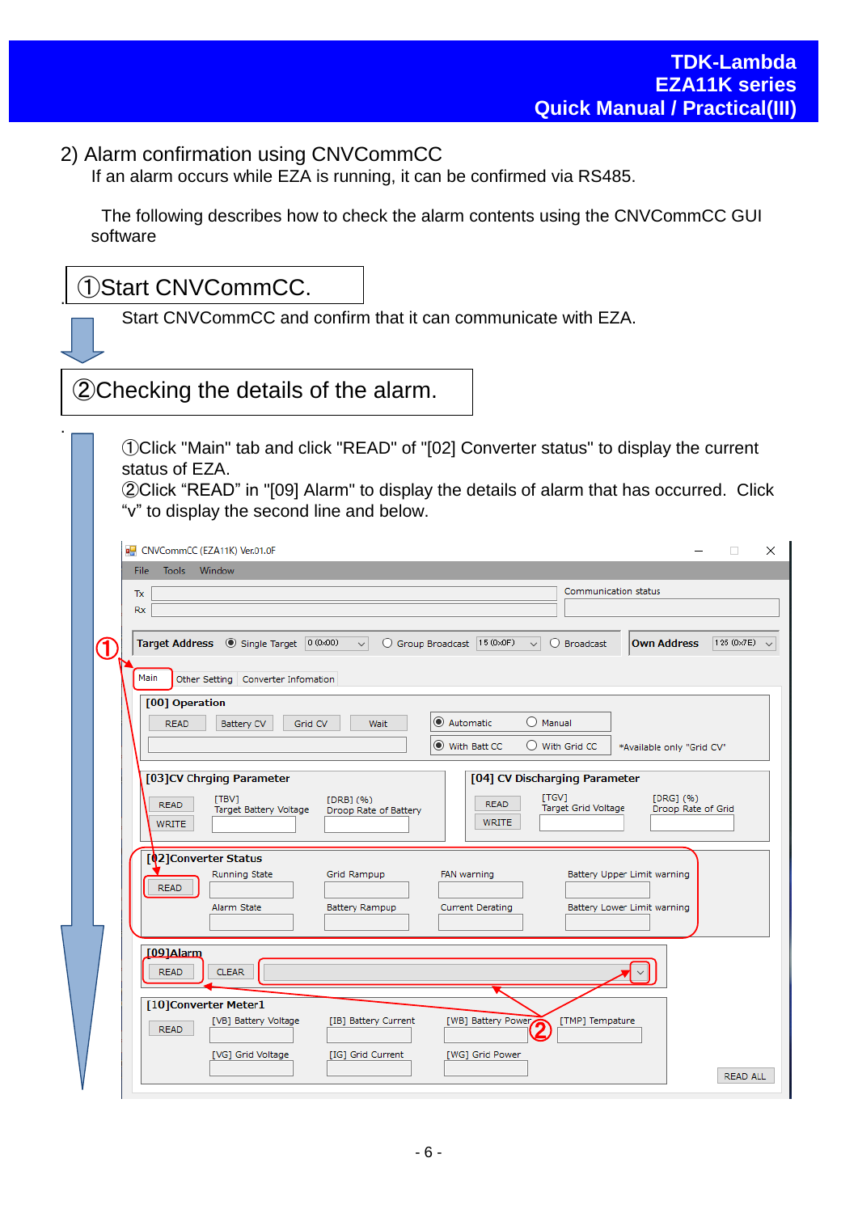## 2) Alarm confirmation using CNVCommCC

If an alarm occurs while EZA is running, it can be confirmed via RS485.

The following describes how to check the alarm contents using the CNVCommCC GUI software

### ①Start CNVCommCC.

Start CNVCommCC and confirm that it can communicate with EZA.

### ②Checking the details of the alarm.

①Click "Main" tab and click "READ" of "[02] Converter status" to display the current status of EZA.
②Click “READ” in "[09] Alarm" to display the details of alarm that has occurred. Click “v” to display the second line and below.

CNVCommCC (EZA11K) Ver.01.0F

File Tools Window

Tx
Rx
Communication status

Target Address ◉ Single Target 0 (0x00) ○ Group Broadcast 15 (0x0F) ○ Broadcast | Own Address 125 (0x7E)

Main | Other Setting | Converter Infomation

[00] Operation
READ | Battery CV | Grid CV | Wait
◉ Automatic ○ Manual
◉ With Batt CC ○ With Grid CC *Available only "Grid CV"

[03]CV Chrging Parameter
READ / WRITE
[TBV] Target Battery Voltage
[DRB] (%) Droop Rate of Battery

[04] CV Discharging Parameter
READ / WRITE
[TGV] Target Grid Voltage
[DRG] (%) Droop Rate of Grid

[02]Converter Status
READ
Running State | Grid Rampup | FAN warning | Battery Upper Limit warning
Alarm State | Battery Rampup | Current Derating | Battery Lower Limit warning

[09]Alarm
READ | CLEAR

[10]Converter Meter1
READ
[VB] Battery Voltage | [IB] Battery Current | [WB] Battery Power | [TMP] Tempature
[VG] Grid Voltage | [IG] Grid Current | [WG] Grid Power

READ ALL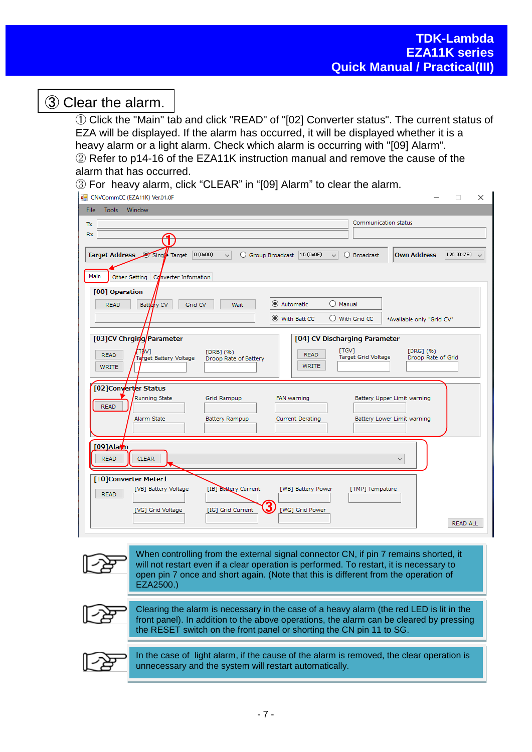## ③ Clear the alarm.

① Click the "Main" tab and click "READ" of "[02] Converter status". The current status of EZA will be displayed. If the alarm has occurred, it will be displayed whether it is a heavy alarm or a light alarm. Check which alarm is occurring with "[09] Alarm".
② Refer to p14-16 of the EZA11K instruction manual and remove the cause of the alarm that has occurred.
③ For heavy alarm, click "CLEAR" in "[09] Alarm" to clear the alarm.

CNVCommCC (EZA11K) Ver.01.0F

File Tools Window

Tx
Rx
Communication status

Target Address ◉ Single Target 0 (0x00) ○ Group Broadcast 15 (0x0F) ○ Broadcast | Own Address 126 (0x7E)

Main | Other Setting | Converter Infomation

[00] Operation
READ | Battery CV | Grid CV | Wait
◉ Automatic ○ Manual
◉ With Batt CC ○ With Grid CC *Available only "Grid CV"

[03]CV Chrging Parameter
READ / WRITE — [TBV] Target Battery Voltage — [DRB] (%) Droop Rate of Battery

[04] CV Discharging Parameter
READ / WRITE — [TGV] Target Grid Voltage — [DRG] (%) Droop Rate of Grid

[02]Converter Status
READ — Running State, Grid Rampup, FAN warning, Battery Upper Limit warning, Alarm State, Battery Rampup, Current Derating, Battery Lower Limit warning

[09]Alarm
READ | CLEAR

[10]Converter Meter1
READ — [VB] Battery Voltage, [IB] Battery Current, [WB] Battery Power, [TMP] Tempature, [VG] Grid Voltage, [IG] Grid Current, [WG] Grid Power
READ ALL

When controlling from the external signal connector CN, if pin 7 remains shorted, it will not restart even if a clear operation is performed. To restart, it is necessary to open pin 7 once and short again. (Note that this is different from the operation of EZA2500.)

Clearing the alarm is necessary in the case of a heavy alarm (the red LED is lit in the front panel). In addition to the above operations, the alarm can be cleared by pressing the RESET switch on the front panel or shorting the CN pin 11 to SG.

In the case of light alarm, if the cause of the alarm is removed, the clear operation is unnecessary and the system will restart automatically.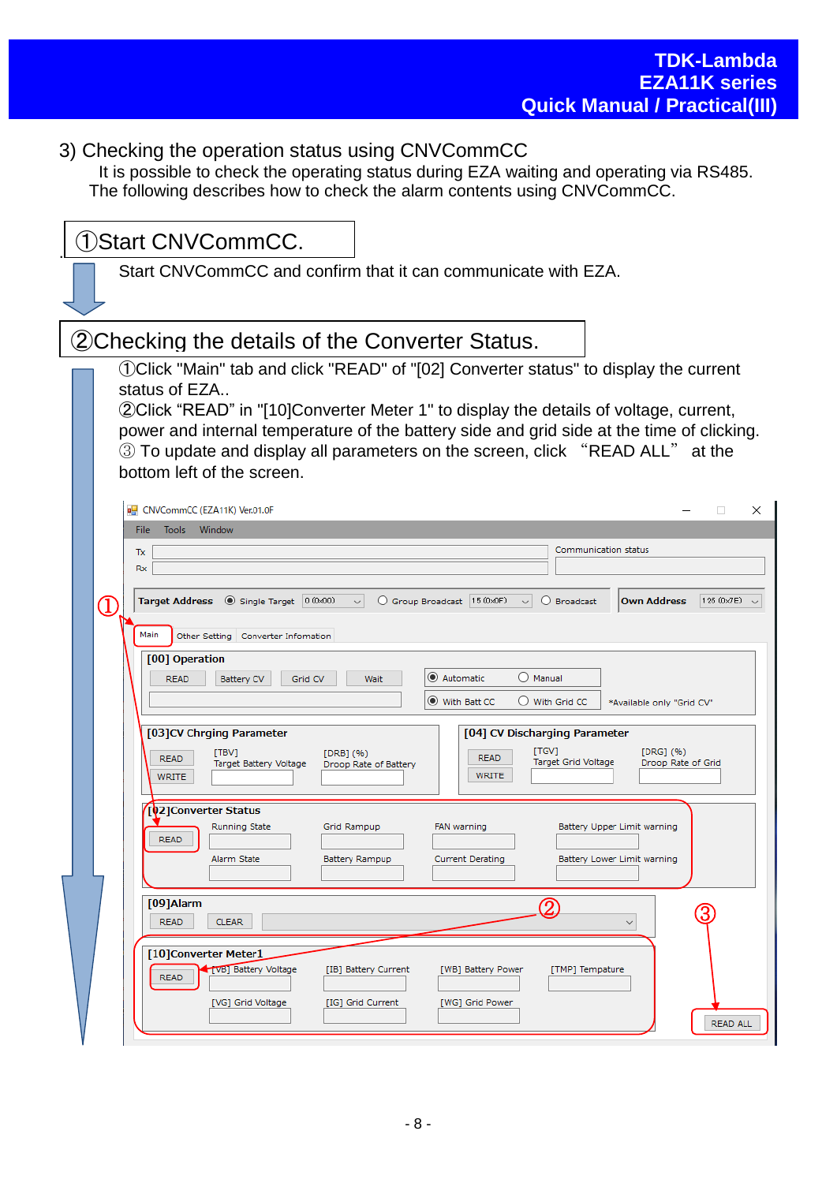## 3) Checking the operation status using CNVCommCC

It is possible to check the operating status during EZA waiting and operating via RS485. The following describes how to check the alarm contents using CNVCommCC.

### ①Start CNVCommCC.

Start CNVCommCC and confirm that it can communicate with EZA.

### ②Checking the details of the Converter Status.

①Click "Main" tab and click "READ" of "[02] Converter status" to display the current status of EZA..

②Click “READ” in "[10]Converter Meter 1" to display the details of voltage, current, power and internal temperature of the battery side and grid side at the time of clicking.

③ To update and display all parameters on the screen, click “READ ALL” at the bottom left of the screen.

CNVCommCC (EZA11K) Ver.01.0F

File Tools Window

Tx

Rx

Communication status

Target Address ◉ Single Target 0 (0x00) ○ Group Broadcast 15 (0x0F) ○ Broadcast

Own Address 125 (0x7E)

Main | Other Setting | Converter Infomation

[00] Operation

READ | Battery CV | Grid CV | Wait

◉ Automatic ○ Manual

◉ With Batt CC ○ With Grid CC *Available only "Grid CV"

[03]CV Chrging Parameter

READ | WRITE | [TBV] Target Battery Voltage | [DRB] (%) Droop Rate of Battery

[04] CV Discharging Parameter

READ | WRITE | [TGV] Target Grid Voltage | [DRG] (%) Droop Rate of Grid

[02]Converter Status

READ | Running State | Grid Rampup | FAN warning | Battery Upper Limit warning

Alarm State | Battery Rampup | Current Derating | Battery Lower Limit warning

[09]Alarm

READ | CLEAR

[10]Converter Meter1

READ | [VB] Battery Voltage | [IB] Battery Current | [WB] Battery Power | [TMP] Tempature

[VG] Grid Voltage | [IG] Grid Current | [WG] Grid Power

READ ALL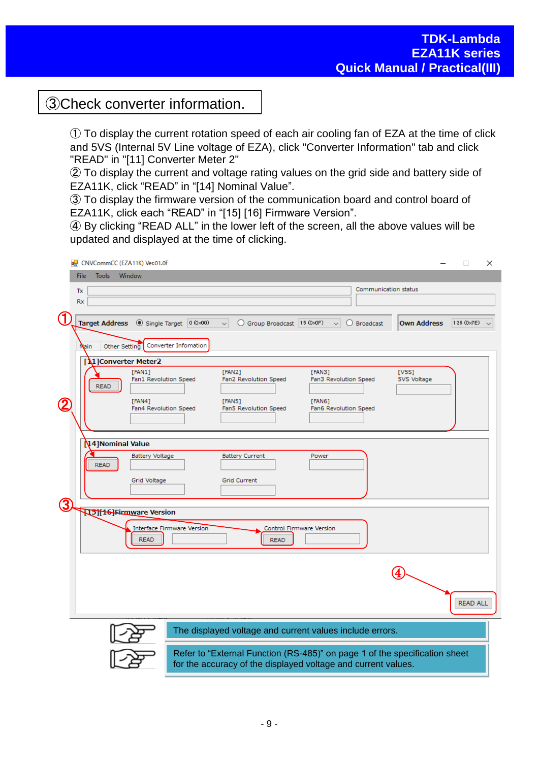## ③Check converter information.

① To display the current rotation speed of each air cooling fan of EZA at the time of click and 5VS (Internal 5V Line voltage of EZA), click "Converter Information" tab and click "READ" in "[11] Converter Meter 2"

② To display the current and voltage rating values on the grid side and battery side of EZA11K, click “READ” in “[14] Nominal Value”.

③ To display the firmware version of the communication board and control board of EZA11K, click each “READ” in “[15] [16] Firmware Version”.

④ By clicking “READ ALL” in the lower left of the screen, all the above values will be updated and displayed at the time of clicking.

CNVCommCC (EZA11K) Ver.01.0F

File Tools Window

Tx

Rx

Communication status

Target Address ◉ Single Target 0 (0x00) ○ Group Broadcast 15 (0x0F) ○ Broadcast Own Address 126 (0x7E)

Main | Other Setting | Converter Infomation

[11]Converter Meter2

READ

| [FAN1] Fan1 Revolution Speed | [FAN2] Fan2 Revolution Speed | [FAN3] Fan3 Revolution Speed | [V5S] 5VS Voltage |
|---|---|---|---|
| [FAN4] Fan4 Revolution Speed | [FAN5] Fan5 Revolution Speed | [FAN6] Fan6 Revolution Speed | |

[14]Nominal Value

READ

| Battery Voltage | Battery Current | Power |
|---|---|---|
| Grid Voltage | Grid Current | |

[15][16]Firmware Version

Interface Firmware Version READ

Control Firmware Version READ

READ ALL

The displayed voltage and current values include errors.

Refer to “External Function (RS-485)” on page 1 of the specification sheet for the accuracy of the displayed voltage and current values.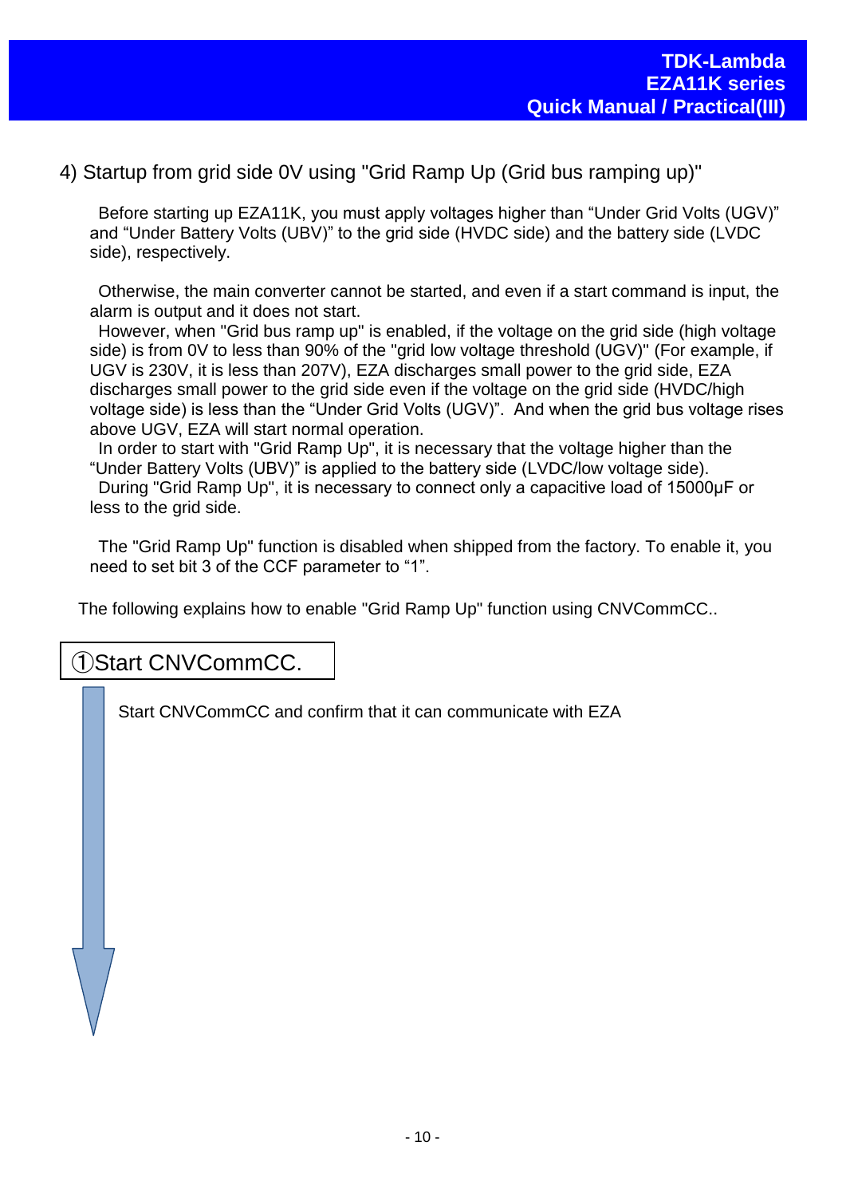## 4) Startup from grid side 0V using "Grid Ramp Up (Grid bus ramping up)"

Before starting up EZA11K, you must apply voltages higher than “Under Grid Volts (UGV)” and “Under Battery Volts (UBV)” to the grid side (HVDC side) and the battery side (LVDC side), respectively.

Otherwise, the main converter cannot be started, and even if a start command is input, the alarm is output and it does not start.
However, when "Grid bus ramp up" is enabled, if the voltage on the grid side (high voltage side) is from 0V to less than 90% of the "grid low voltage threshold (UGV)" (For example, if UGV is 230V, it is less than 207V), EZA discharges small power to the grid side, EZA discharges small power to the grid side even if the voltage on the grid side (HVDC/high voltage side) is less than the “Under Grid Volts (UGV)”. And when the grid bus voltage rises above UGV, EZA will start normal operation.
In order to start with "Grid Ramp Up", it is necessary that the voltage higher than the “Under Battery Volts (UBV)” is applied to the battery side (LVDC/low voltage side).
During "Grid Ramp Up", it is necessary to connect only a capacitive load of 15000μF or less to the grid side.

The "Grid Ramp Up" function is disabled when shipped from the factory. To enable it, you need to set bit 3 of the CCF parameter to “1”.

The following explains how to enable "Grid Ramp Up" function using CNVCommCC..

### ①Start CNVCommCC.

Start CNVCommCC and confirm that it can communicate with EZA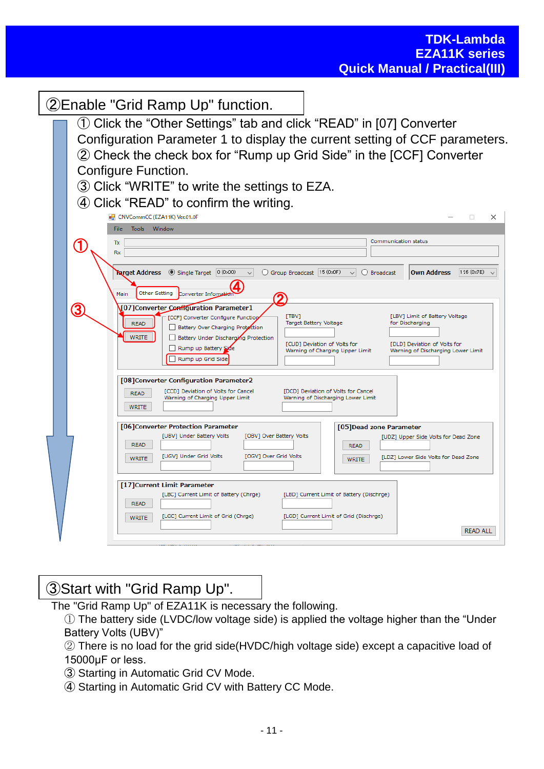## ②Enable "Grid Ramp Up" function.

① Click the “Other Settings” tab and click “READ” in [07] Converter Configuration Parameter 1 to display the current setting of CCF parameters.
② Check the check box for “Rump up Grid Side” in the [CCF] Converter Configure Function.
③ Click “WRITE” to write the settings to EZA.
④ Click “READ” to confirm the writing.

## ③Start with "Grid Ramp Up".

The "Grid Ramp Up" of EZA11K is necessary the following.

① The battery side (LVDC/low voltage side) is applied the voltage higher than the “Under Battery Volts (UBV)”
② There is no load for the grid side(HVDC/high voltage side) except a capacitive load of 15000μF or less.
③ Starting in Automatic Grid CV Mode.
④ Starting in Automatic Grid CV with Battery CC Mode.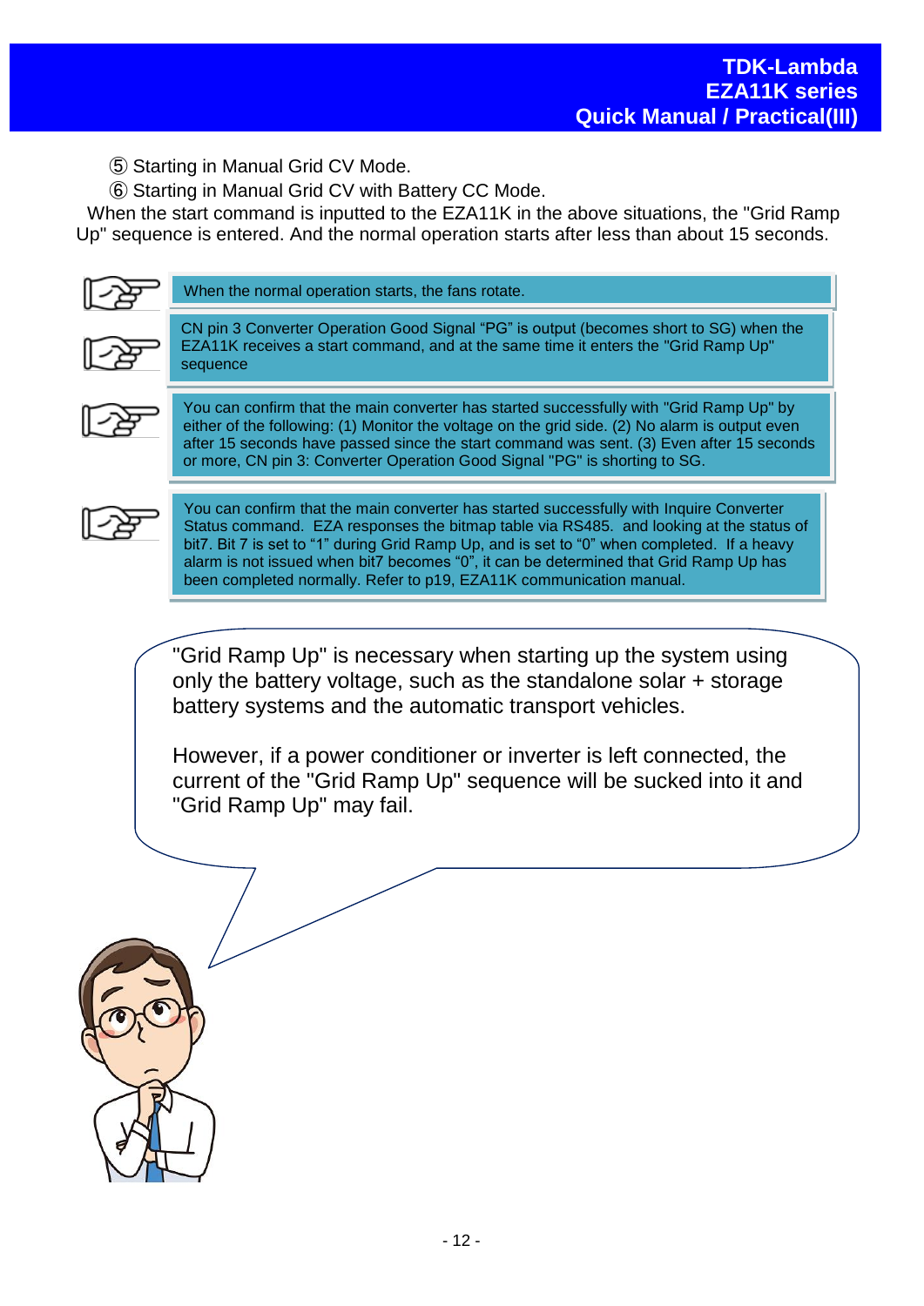⑤ Starting in Manual Grid CV Mode.

⑥ Starting in Manual Grid CV with Battery CC Mode.

When the start command is inputted to the EZA11K in the above situations, the "Grid Ramp Up" sequence is entered. And the normal operation starts after less than about 15 seconds.

> When the normal operation starts, the fans rotate.

> CN pin 3 Converter Operation Good Signal "PG" is output (becomes short to SG) when the EZA11K receives a start command, and at the same time it enters the "Grid Ramp Up" sequence

> You can confirm that the main converter has started successfully with "Grid Ramp Up" by either of the following: (1) Monitor the voltage on the grid side. (2) No alarm is output even after 15 seconds have passed since the start command was sent. (3) Even after 15 seconds or more, CN pin 3: Converter Operation Good Signal "PG" is shorting to SG.

> You can confirm that the main converter has started successfully with Inquire Converter Status command. EZA responses the bitmap table via RS485. and looking at the status of bit7. Bit 7 is set to "1" during Grid Ramp Up, and is set to "0" when completed. If a heavy alarm is not issued when bit7 becomes "0", it can be determined that Grid Ramp Up has been completed normally. Refer to p19, EZA11K communication manual.

"Grid Ramp Up" is necessary when starting up the system using only the battery voltage, such as the standalone solar + storage battery systems and the automatic transport vehicles.

However, if a power conditioner or inverter is left connected, the current of the "Grid Ramp Up" sequence will be sucked into it and "Grid Ramp Up" may fail.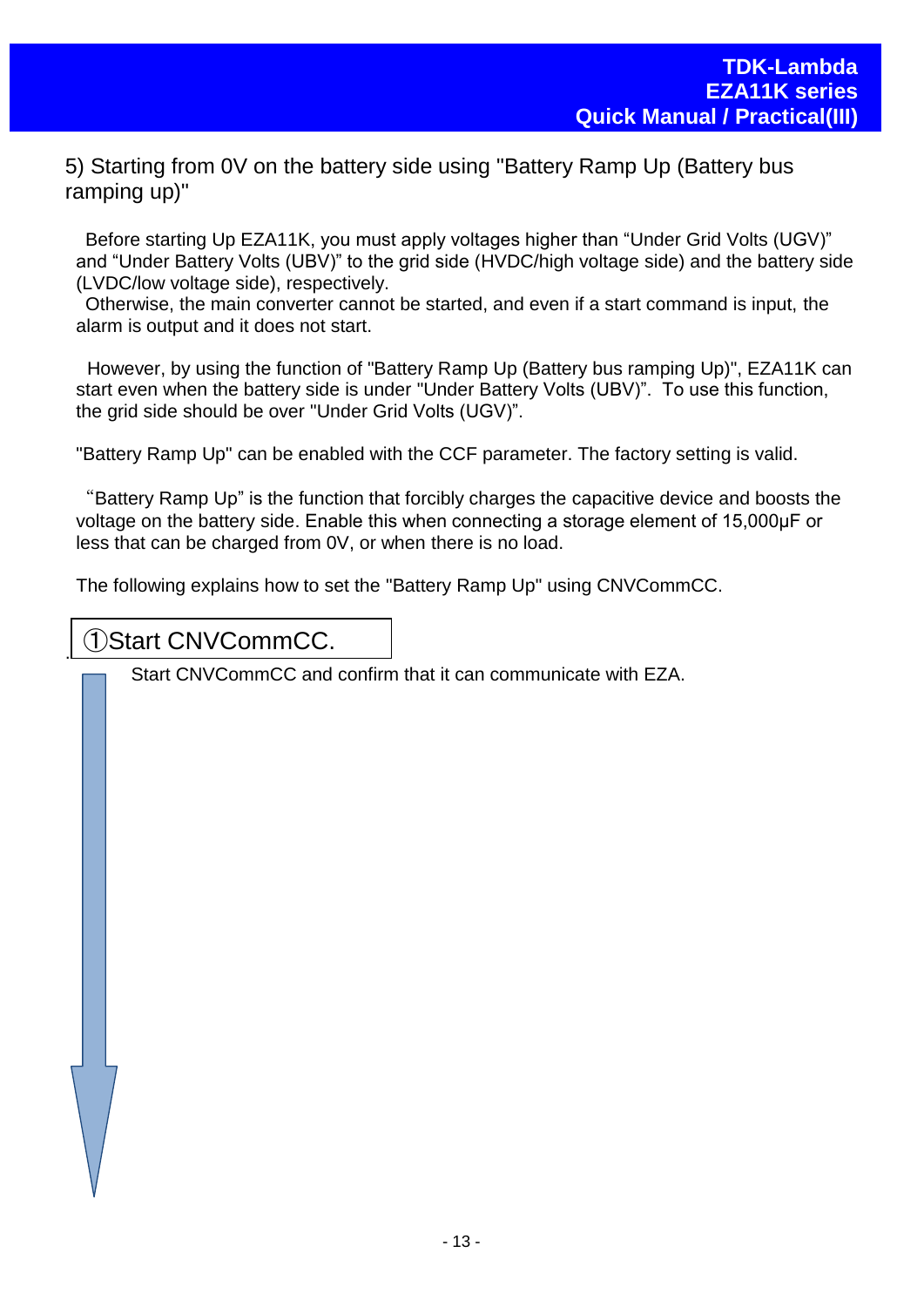## 5) Starting from 0V on the battery side using "Battery Ramp Up (Battery bus ramping up)"

Before starting Up EZA11K, you must apply voltages higher than “Under Grid Volts (UGV)” and “Under Battery Volts (UBV)” to the grid side (HVDC/high voltage side) and the battery side (LVDC/low voltage side), respectively.
Otherwise, the main converter cannot be started, and even if a start command is input, the alarm is output and it does not start.

However, by using the function of "Battery Ramp Up (Battery bus ramping Up)", EZA11K can start even when the battery side is under "Under Battery Volts (UBV)". To use this function, the grid side should be over "Under Grid Volts (UGV)".

"Battery Ramp Up" can be enabled with the CCF parameter. The factory setting is valid.

“Battery Ramp Up” is the function that forcibly charges the capacitive device and boosts the voltage on the battery side. Enable this when connecting a storage element of 15,000μF or less that can be charged from 0V, or when there is no load.

The following explains how to set the "Battery Ramp Up" using CNVCommCC.

①Start CNVCommCC.

Start CNVCommCC and confirm that it can communicate with EZA.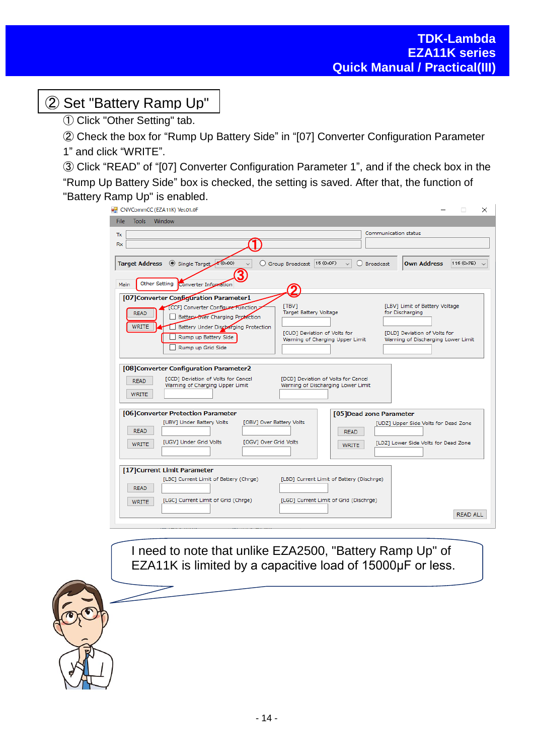## ② Set "Battery Ramp Up"

① Click "Other Setting" tab.

② Check the box for “Rump Up Battery Side” in “[07] Converter Configuration Parameter 1” and click “WRITE”.

③ Click “READ” of “[07] Converter Configuration Parameter 1”, and if the check box in the “Rump Up Battery Side” box is checked, the setting is saved. After that, the function of "Battery Ramp Up" is enabled.

I need to note that unlike EZA2500, "Battery Ramp Up" of EZA11K is limited by a capacitive load of 15000μF or less.